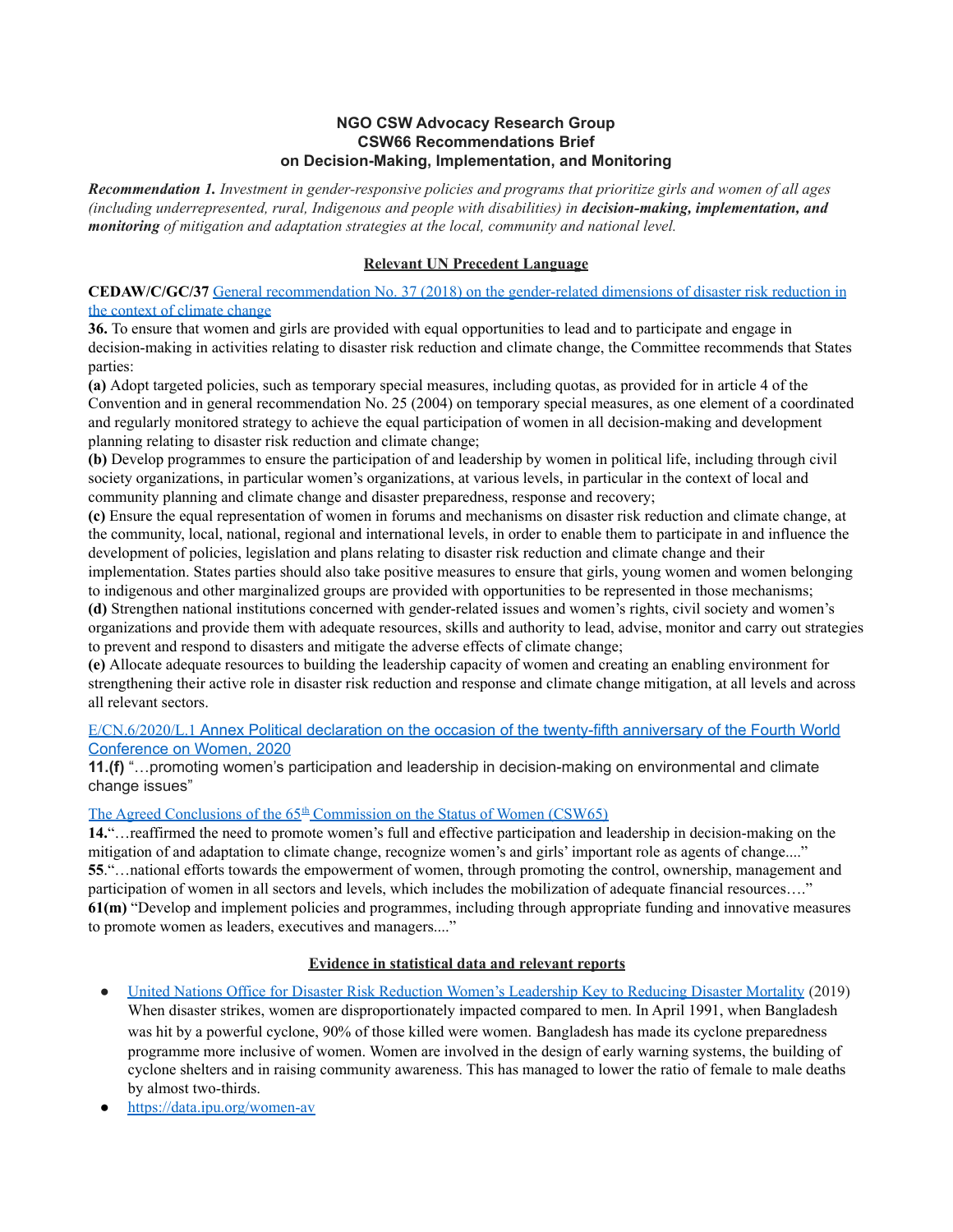**NGO CSW Advocacy Research Group**
**CSW66 Recommendations Brief**
**on Decision-Making, Implementation, and Monitoring**

***Recommendation 1.*** *Investment in gender-responsive policies and programs that prioritize girls and women of all ages (including underrepresented, rural, Indigenous and people with disabilities) in* ***decision-making, implementation, and monitoring*** *of mitigation and adaptation strategies at the local, community and national level.*

## Relevant UN Precedent Language

**CEDAW/C/GC/37** General recommendation No. 37 (2018) on the gender-related dimensions of disaster risk reduction in the context of climate change

**36.** To ensure that women and girls are provided with equal opportunities to lead and to participate and engage in decision-making in activities relating to disaster risk reduction and climate change, the Committee recommends that States parties:

**(a)** Adopt targeted policies, such as temporary special measures, including quotas, as provided for in article 4 of the Convention and in general recommendation No. 25 (2004) on temporary special measures, as one element of a coordinated and regularly monitored strategy to achieve the equal participation of women in all decision-making and development planning relating to disaster risk reduction and climate change;

**(b)** Develop programmes to ensure the participation of and leadership by women in political life, including through civil society organizations, in particular women's organizations, at various levels, in particular in the context of local and community planning and climate change and disaster preparedness, response and recovery;

**(c)** Ensure the equal representation of women in forums and mechanisms on disaster risk reduction and climate change, at the community, local, national, regional and international levels, in order to enable them to participate in and influence the development of policies, legislation and plans relating to disaster risk reduction and climate change and their implementation. States parties should also take positive measures to ensure that girls, young women and women belonging to indigenous and other marginalized groups are provided with opportunities to be represented in those mechanisms;

**(d)** Strengthen national institutions concerned with gender-related issues and women's rights, civil society and women's organizations and provide them with adequate resources, skills and authority to lead, advise, monitor and carry out strategies to prevent and respond to disasters and mitigate the adverse effects of climate change;

**(e)** Allocate adequate resources to building the leadership capacity of women and creating an enabling environment for strengthening their active role in disaster risk reduction and response and climate change mitigation, at all levels and across all relevant sectors.

E/CN.6/2020/L.1 Annex Political declaration on the occasion of the twenty-fifth anniversary of the Fourth World Conference on Women, 2020

**11.(f)** "…promoting women's participation and leadership in decision-making on environmental and climate change issues"

The Agreed Conclusions of the 65th Commission on the Status of Women (CSW65)

**14.**"…reaffirmed the need to promote women's full and effective participation and leadership in decision-making on the mitigation of and adaptation to climate change, recognize women's and girls' important role as agents of change...."

**55**."…national efforts towards the empowerment of women, through promoting the control, ownership, management and participation of women in all sectors and levels, which includes the mobilization of adequate financial resources…."

**61(m)** "Develop and implement policies and programmes, including through appropriate funding and innovative measures to promote women as leaders, executives and managers...."

## Evidence in statistical data and relevant reports

- United Nations Office for Disaster Risk Reduction Women's Leadership Key to Reducing Disaster Mortality (2019) When disaster strikes, women are disproportionately impacted compared to men. In April 1991, when Bangladesh was hit by a powerful cyclone, 90% of those killed were women. Bangladesh has made its cyclone preparedness programme more inclusive of women. Women are involved in the design of early warning systems, the building of cyclone shelters and in raising community awareness. This has managed to lower the ratio of female to male deaths by almost two-thirds.
- https://data.ipu.org/women-av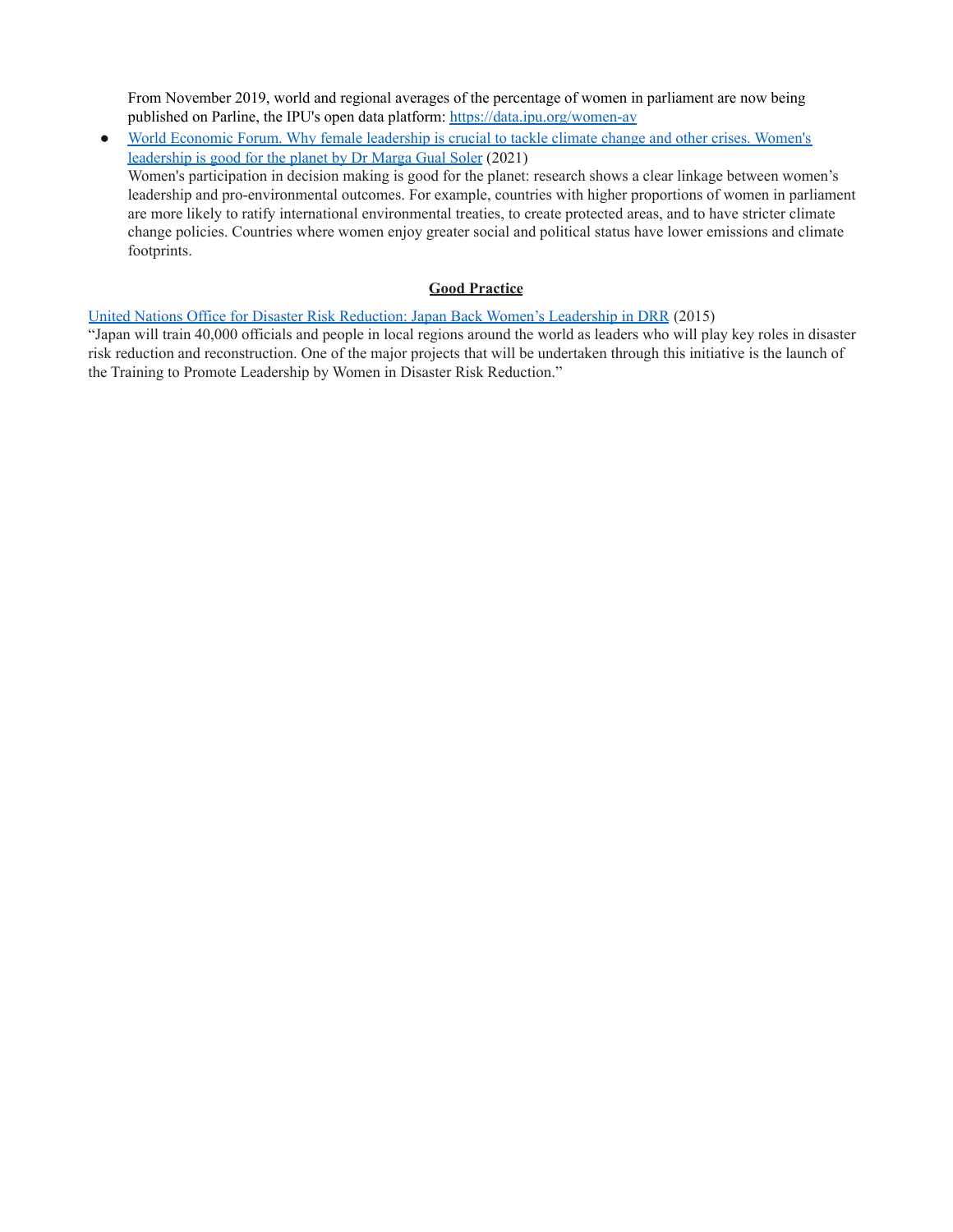From November 2019, world and regional averages of the percentage of women in parliament are now being published on Parline, the IPU's open data platform: https://data.ipu.org/women-av

- World Economic Forum. Why female leadership is crucial to tackle climate change and other crises. Women's leadership is good for the planet by Dr Marga Gual Soler (2021)
  Women's participation in decision making is good for the planet: research shows a clear linkage between women's leadership and pro-environmental outcomes. For example, countries with higher proportions of women in parliament are more likely to ratify international environmental treaties, to create protected areas, and to have stricter climate change policies. Countries where women enjoy greater social and political status have lower emissions and climate footprints.

**Good Practice**

United Nations Office for Disaster Risk Reduction: Japan Back Women's Leadership in DRR (2015)
"Japan will train 40,000 officials and people in local regions around the world as leaders who will play key roles in disaster risk reduction and reconstruction. One of the major projects that will be undertaken through this initiative is the launch of the Training to Promote Leadership by Women in Disaster Risk Reduction."